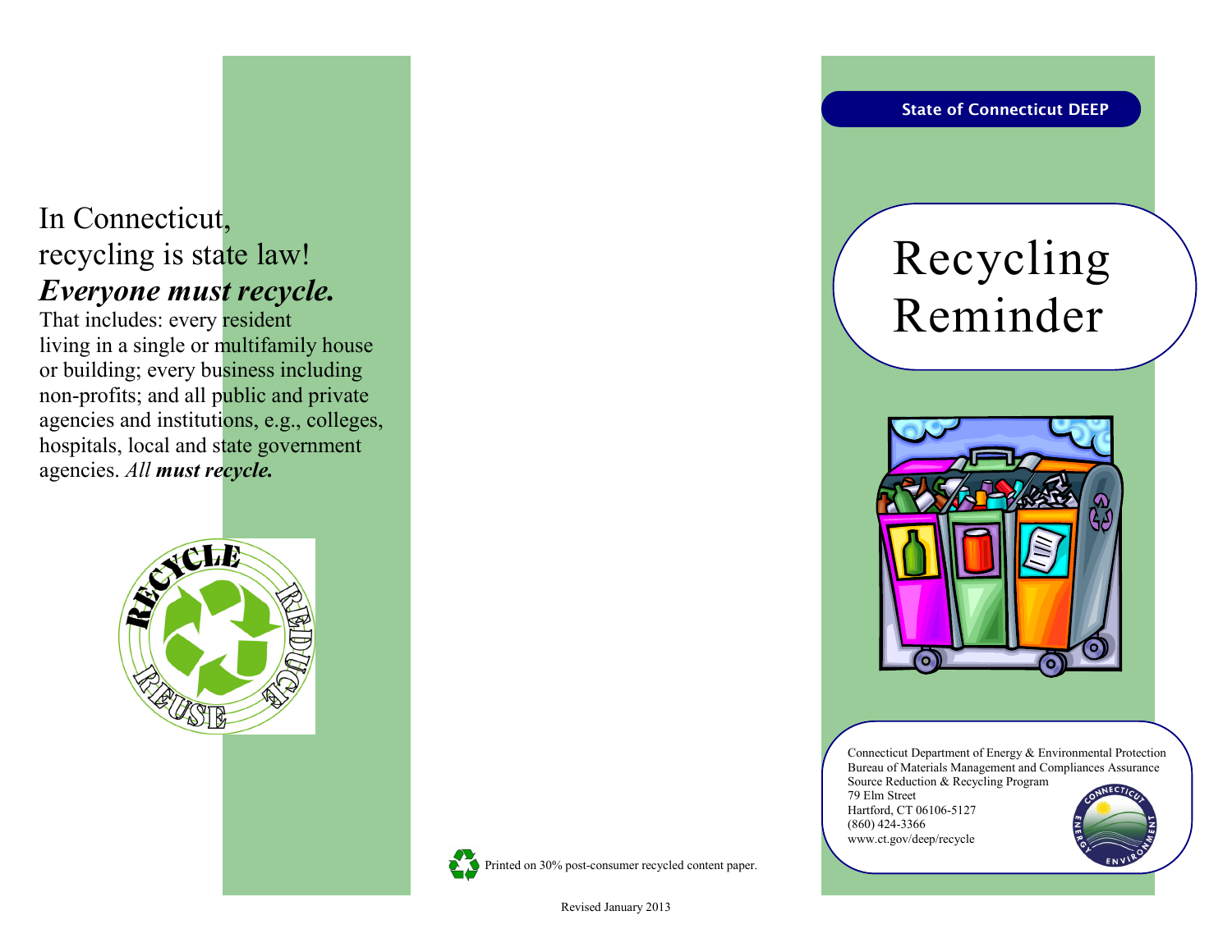In Connecticut,
recycling is state law!
***Everyone must recycle.***
That includes: every resident living in a single or multifamily house or building; every business including non-profits; and all public and private agencies and institutions, e.g., colleges, hospitals, local and state government agencies. *All* ***must recycle.***

Printed on 30% post-consumer recycled content paper.

Revised January 2013

**State of Connecticut DEEP**

# Recycling Reminder

Connecticut Department of Energy & Environmental Protection
Bureau of Materials Management and Compliances Assurance
Source Reduction & Recycling Program
79 Elm Street
Hartford, CT 06106-5127
(860) 424-3366
www.ct.gov/deep/recycle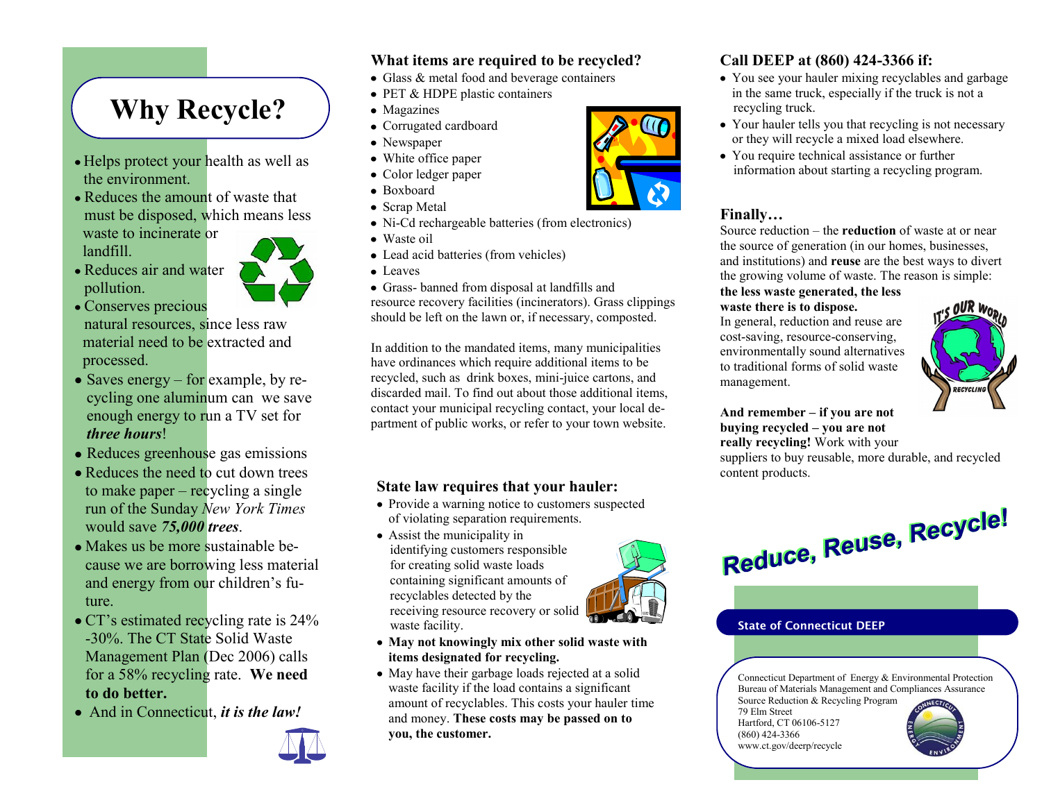# Why Recycle?

- Helps protect your health as well as the environment.
- Reduces the amount of waste that must be disposed, which means less waste to incinerate or landfill.
- Reduces air and water pollution.
- Conserves precious natural resources, since less raw material need to be extracted and processed.
- Saves energy – for example, by re-cycling one aluminum can we save enough energy to run a TV set for ***three hours***!
- Reduces greenhouse gas emissions
- Reduces the need to cut down trees to make paper – recycling a single run of the Sunday *New York Times* would save ***75,000 trees***.
- Makes us be more sustainable be-cause we are borrowing less material and energy from our children's fu-ture.
- CT's estimated recycling rate is 24% -30%. The CT State Solid Waste Management Plan (Dec 2006) calls for a 58% recycling rate. **We need to do better.**
- And in Connecticut, ***it is the law!***

## What items are required to be recycled?

- Glass & metal food and beverage containers
- PET & HDPE plastic containers
- Magazines
- Corrugated cardboard
- Newspaper
- White office paper
- Color ledger paper
- Boxboard
- Scrap Metal
- Ni-Cd rechargeable batteries (from electronics)
- Waste oil
- Lead acid batteries (from vehicles)
- Leaves
- Grass- banned from disposal at landfills and resource recovery facilities (incinerators). Grass clippings should be left on the lawn or, if necessary, composted.

In addition to the mandated items, many municipalities have ordinances which require additional items to be recycled, such as drink boxes, mini-juice cartons, and discarded mail. To find out about those additional items, contact your municipal recycling contact, your local de-partment of public works, or refer to your town website.

## State law requires that your hauler:

- Provide a warning notice to customers suspected of violating separation requirements.
- Assist the municipality in identifying customers responsible for creating solid waste loads containing significant amounts of recyclables detected by the receiving resource recovery or solid waste facility.
- **May not knowingly mix other solid waste with items designated for recycling.**
- May have their garbage loads rejected at a solid waste facility if the load contains a significant amount of recyclables. This costs your hauler time and money. **These costs may be passed on to you, the customer.**

## Call DEEP at (860) 424-3366 if:

- You see your hauler mixing recyclables and garbage in the same truck, especially if the truck is not a recycling truck.
- Your hauler tells you that recycling is not necessary or they will recycle a mixed load elsewhere.
- You require technical assistance or further information about starting a recycling program.

## Finally…

Source reduction – the **reduction** of waste at or near the source of generation (in our homes, businesses, and institutions) and **reuse** are the best ways to divert the growing volume of waste. The reason is simple: **the less waste generated, the less waste there is to dispose.** In general, reduction and reuse are cost-saving, resource-conserving, environmentally sound alternatives to traditional forms of solid waste management.

**And remember – if you are not buying recycled – you are not really recycling!** Work with your suppliers to buy reusable, more durable, and recycled content products.

**Reduce, Reuse, Recycle!**

**State of Connecticut DEEP**

Connecticut Department of Energy & Environmental Protection
Bureau of Materials Management and Compliances Assurance
Source Reduction & Recycling Program
79 Elm Street
Hartford, CT 06106-5127
(860) 424-3366
www.ct.gov/deerp/recycle